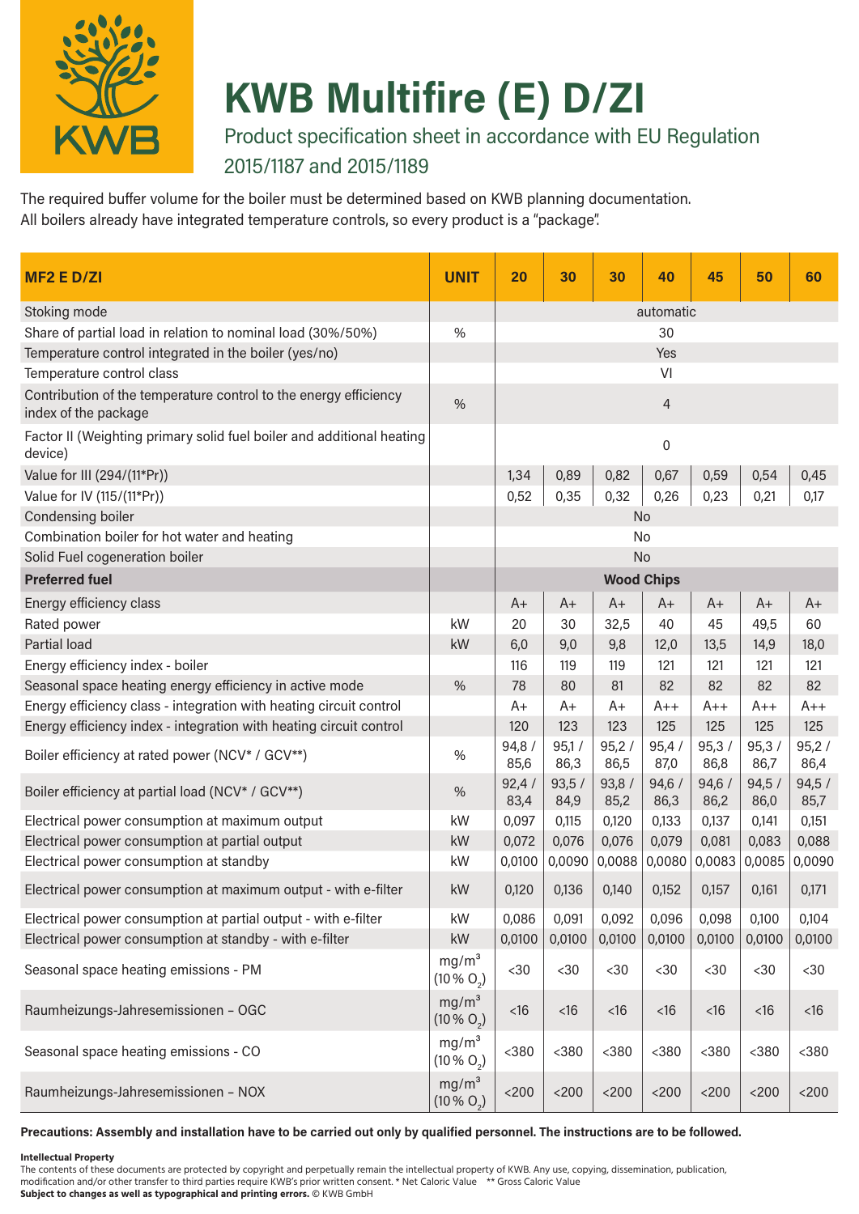# KWB Multifire (E) D/ZI

Product specification sheet in accordance with EU Regulation 2015/1187 and 2015/1189

The required buffer volume for the boiler must be determined based on KWB planning documentation.
All boilers already have integrated temperature controls, so every product is a "package".

| MF2 E D/ZI | UNIT | 20 | 30 | 30 | 40 | 45 | 50 | 60 |
|---|---|---|---|---|---|---|---|---|
| Stoking mode | | automatic | | | | | | |
| Share of partial load in relation to nominal load (30%/50%) | % | 30 | | | | | | |
| Temperature control integrated in the boiler (yes/no) | | Yes | | | | | | |
| Temperature control class | | VI | | | | | | |
| Contribution of the temperature control to the energy efficiency index of the package | % | 4 | | | | | | |
| Factor II (Weighting primary solid fuel boiler and additional heating device) | | 0 | | | | | | |
| Value for III (294/(11*Pr)) | | 1,34 | 0,89 | 0,82 | 0,67 | 0,59 | 0,54 | 0,45 |
| Value for IV (115/(11*Pr)) | | 0,52 | 0,35 | 0,32 | 0,26 | 0,23 | 0,21 | 0,17 |
| Condensing boiler | | No | | | | | | |
| Combination boiler for hot water and heating | | No | | | | | | |
| Solid Fuel cogeneration boiler | | No | | | | | | |
| **Preferred fuel** | | **Wood Chips** | | | | | | |
| Energy efficiency class | | A+ | A+ | A+ | A+ | A+ | A+ | A+ |
| Rated power | kW | 20 | 30 | 32,5 | 40 | 45 | 49,5 | 60 |
| Partial load | kW | 6,0 | 9,0 | 9,8 | 12,0 | 13,5 | 14,9 | 18,0 |
| Energy efficiency index - boiler | | 116 | 119 | 119 | 121 | 121 | 121 | 121 |
| Seasonal space heating energy efficiency in active mode | % | 78 | 80 | 81 | 82 | 82 | 82 | 82 |
| Energy efficiency class - integration with heating circuit control | | A+ | A+ | A+ | A++ | A++ | A++ | A++ |
| Energy efficiency index - integration with heating circuit control | | 120 | 123 | 123 | 125 | 125 | 125 | 125 |
| Boiler efficiency at rated power (NCV* / GCV**) | % | 94,8 / 85,6 | 95,1 / 86,3 | 95,2 / 86,5 | 95,4 / 87,0 | 95,3 / 86,8 | 95,3 / 86,7 | 95,2 / 86,4 |
| Boiler efficiency at partial load (NCV* / GCV**) | % | 92,4 / 83,4 | 93,5 / 84,9 | 93,8 / 85,2 | 94,6 / 86,3 | 94,6 / 86,2 | 94,5 / 86,0 | 94,5 / 85,7 |
| Electrical power consumption at maximum output | kW | 0,097 | 0,115 | 0,120 | 0,133 | 0,137 | 0,141 | 0,151 |
| Electrical power consumption at partial output | kW | 0,072 | 0,076 | 0,076 | 0,079 | 0,081 | 0,083 | 0,088 |
| Electrical power consumption at standby | kW | 0,0100 | 0,0090 | 0,0088 | 0,0080 | 0,0083 | 0,0085 | 0,0090 |
| Electrical power consumption at maximum output - with e-filter | kW | 0,120 | 0,136 | 0,140 | 0,152 | 0,157 | 0,161 | 0,171 |
| Electrical power consumption at partial output - with e-filter | kW | 0,086 | 0,091 | 0,092 | 0,096 | 0,098 | 0,100 | 0,104 |
| Electrical power consumption at standby - with e-filter | kW | 0,0100 | 0,0100 | 0,0100 | 0,0100 | 0,0100 | 0,0100 | 0,0100 |
| Seasonal space heating emissions - PM | $mg/m^3$ (10 % $O_2$) | <30 | <30 | <30 | <30 | <30 | <30 | <30 |
| Raumheizungs-Jahresemissionen – OGC | $mg/m^3$ (10 % $O_2$) | <16 | <16 | <16 | <16 | <16 | <16 | <16 |
| Seasonal space heating emissions - CO | $mg/m^3$ (10 % $O_2$) | <380 | <380 | <380 | <380 | <380 | <380 | <380 |
| Raumheizungs-Jahresemissionen – NOX | $mg/m^3$ (10 % $O_2$) | <200 | <200 | <200 | <200 | <200 | <200 | <200 |

**Precautions: Assembly and installation have to be carried out only by qualified personnel. The instructions are to be followed.**

**Intellectual Property**
The contents of these documents are protected by copyright and perpetually remain the intellectual property of KWB. Any use, copying, dissemination, publication, modification and/or other transfer to third parties require KWB's prior written consent. * Net Caloric Value ** Gross Caloric Value
**Subject to changes as well as typographical and printing errors.** © KWB GmbH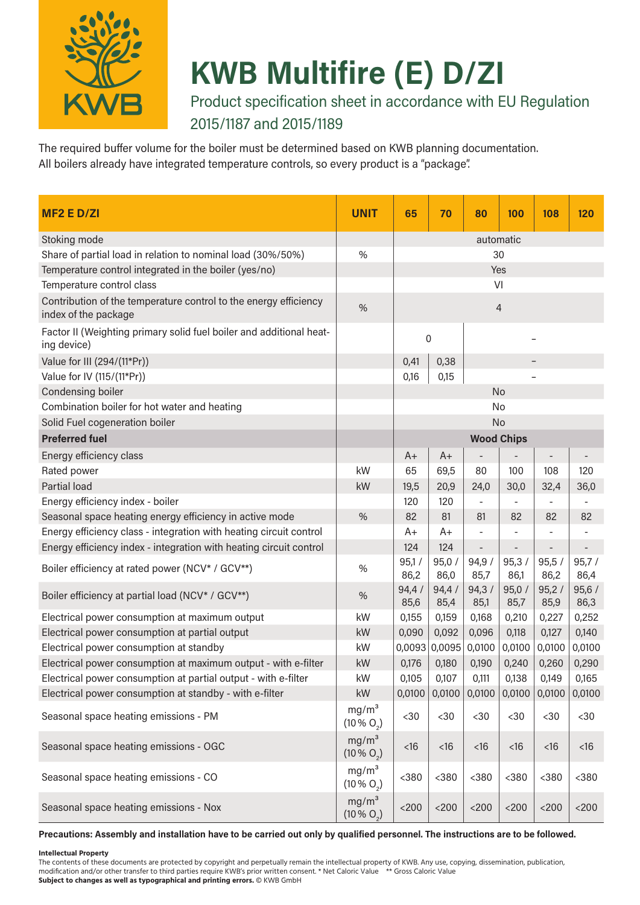# KWB Multifire (E) D/ZI

Product specification sheet in accordance with EU Regulation 2015/1187 and 2015/1189

The required buffer volume for the boiler must be determined based on KWB planning documentation. All boilers already have integrated temperature controls, so every product is a "package".

| MF2 E D/ZI | UNIT | 65 | 70 | 80 | 100 | 108 | 120 |
|---|---|---|---|---|---|---|---|
| Stoking mode | | automatic | | | | | |
| Share of partial load in relation to nominal load (30%/50%) | % | 30 | | | | | |
| Temperature control integrated in the boiler (yes/no) | | Yes | | | | | |
| Temperature control class | | VI | | | | | |
| Contribution of the temperature control to the energy efficiency index of the package | % | 4 | | | | | |
| Factor II (Weighting primary solid fuel boiler and additional heating device) | | 0 | | – | | | |
| Value for III (294/(11*Pr)) | | 0,41 | 0,38 | – | | | |
| Value for IV (115/(11*Pr)) | | 0,16 | 0,15 | – | | | |
| Condensing boiler | | No | | | | | |
| Combination boiler for hot water and heating | | No | | | | | |
| Solid Fuel cogeneration boiler | | No | | | | | |
| **Preferred fuel** | | **Wood Chips** | | | | | |
| Energy efficiency class | | A+ | A+ | - | - | - | - |
| Rated power | kW | 65 | 69,5 | 80 | 100 | 108 | 120 |
| Partial load | kW | 19,5 | 20,9 | 24,0 | 30,0 | 32,4 | 36,0 |
| Energy efficiency index - boiler | | 120 | 120 | - | - | - | - |
| Seasonal space heating energy efficiency in active mode | % | 82 | 81 | 81 | 82 | 82 | 82 |
| Energy efficiency class - integration with heating circuit control | | A+ | A+ | - | - | - | - |
| Energy efficiency index - integration with heating circuit control | | 124 | 124 | - | - | - | - |
| Boiler efficiency at rated power (NCV* / GCV**) | % | 95,1 / 86,2 | 95,0 / 86,0 | 94,9 / 85,7 | 95,3 / 86,1 | 95,5 / 86,2 | 95,7 / 86,4 |
| Boiler efficiency at partial load (NCV* / GCV**) | % | 94,4 / 85,6 | 94,4 / 85,4 | 94,3 / 85,1 | 95,0 / 85,7 | 95,2 / 85,9 | 95,6 / 86,3 |
| Electrical power consumption at maximum output | kW | 0,155 | 0,159 | 0,168 | 0,210 | 0,227 | 0,252 |
| Electrical power consumption at partial output | kW | 0,090 | 0,092 | 0,096 | 0,118 | 0,127 | 0,140 |
| Electrical power consumption at standby | kW | 0,0093 | 0,0095 | 0,0100 | 0,0100 | 0,0100 | 0,0100 |
| Electrical power consumption at maximum output - with e-filter | kW | 0,176 | 0,180 | 0,190 | 0,240 | 0,260 | 0,290 |
| Electrical power consumption at partial output - with e-filter | kW | 0,105 | 0,107 | 0,111 | 0,138 | 0,149 | 0,165 |
| Electrical power consumption at standby - with e-filter | kW | 0,0100 | 0,0100 | 0,0100 | 0,0100 | 0,0100 | 0,0100 |
| Seasonal space heating emissions - PM | $mg/m^3$ (10% $O_2$) | <30 | <30 | <30 | <30 | <30 | <30 |
| Seasonal space heating emissions - OGC | $mg/m^3$ (10% $O_2$) | <16 | <16 | <16 | <16 | <16 | <16 |
| Seasonal space heating emissions - CO | $mg/m^3$ (10% $O_2$) | <380 | <380 | <380 | <380 | <380 | <380 |
| Seasonal space heating emissions - Nox | $mg/m^3$ (10% $O_2$) | <200 | <200 | <200 | <200 | <200 | <200 |

**Precautions: Assembly and installation have to be carried out only by qualified personnel. The instructions are to be followed.**

**Intellectual Property**
The contents of these documents are protected by copyright and perpetually remain the intellectual property of KWB. Any use, copying, dissemination, publication, modification and/or other transfer to third parties require KWB's prior written consent. * Net Caloric Value ** Gross Caloric Value
**Subject to changes as well as typographical and printing errors.** © KWB GmbH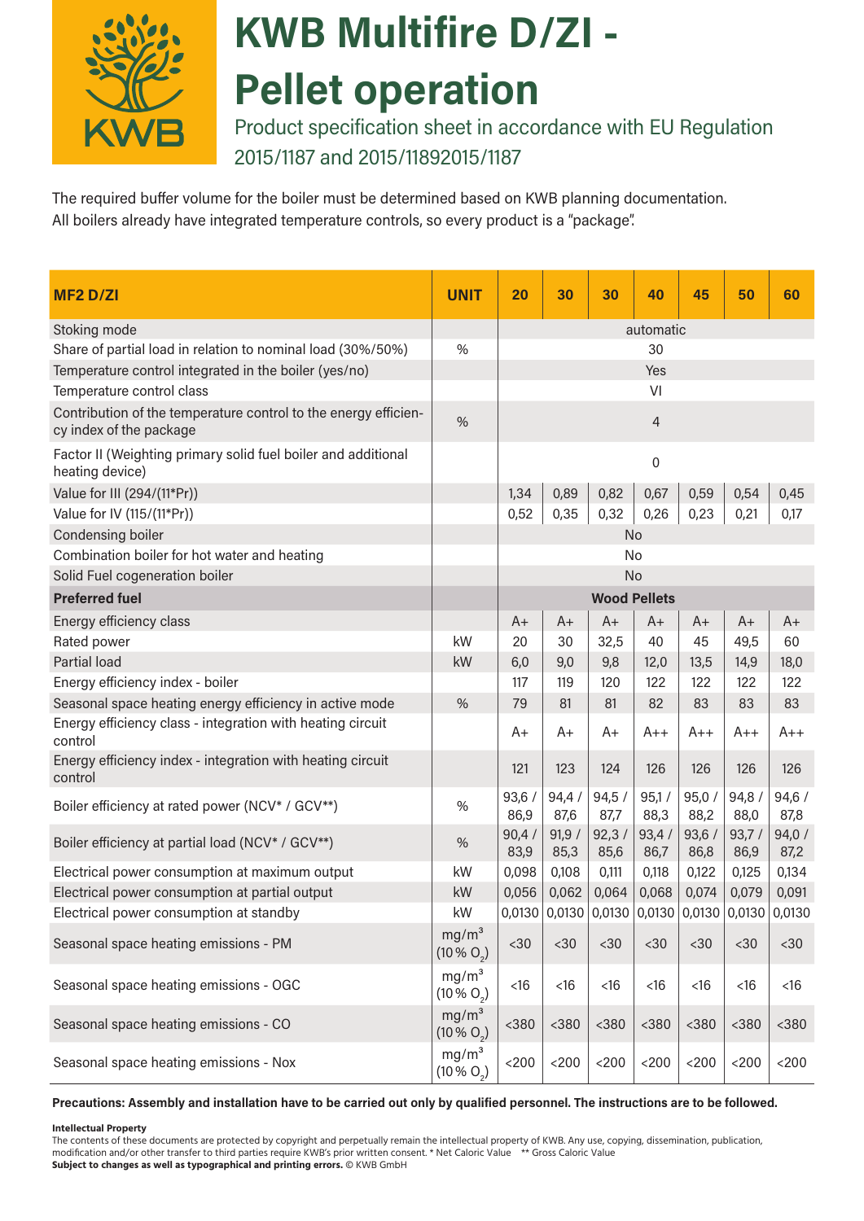# KWB Multifire D/ZI - Pellet operation

Product specification sheet in accordance with EU Regulation 2015/1187 and 2015/11892015/1187

The required buffer volume for the boiler must be determined based on KWB planning documentation.
All boilers already have integrated temperature controls, so every product is a "package".

| MF2 D/ZI | UNIT | 20 | 30 | 30 | 40 | 45 | 50 | 60 |
|---|---|---|---|---|---|---|---|---|
| Stoking mode | | automatic | | | | | | |
| Share of partial load in relation to nominal load (30%/50%) | % | 30 | | | | | | |
| Temperature control integrated in the boiler (yes/no) | | Yes | | | | | | |
| Temperature control class | | VI | | | | | | |
| Contribution of the temperature control to the energy efficiency index of the package | % | 4 | | | | | | |
| Factor II (Weighting primary solid fuel boiler and additional heating device) | | 0 | | | | | | |
| Value for III (294/(11*Pr)) | | 1,34 | 0,89 | 0,82 | 0,67 | 0,59 | 0,54 | 0,45 |
| Value for IV (115/(11*Pr)) | | 0,52 | 0,35 | 0,32 | 0,26 | 0,23 | 0,21 | 0,17 |
| Condensing boiler | | No | | | | | | |
| Combination boiler for hot water and heating | | No | | | | | | |
| Solid Fuel cogeneration boiler | | No | | | | | | |
| **Preferred fuel** | | **Wood Pellets** | | | | | | |
| Energy efficiency class | | A+ | A+ | A+ | A+ | A+ | A+ | A+ |
| Rated power | kW | 20 | 30 | 32,5 | 40 | 45 | 49,5 | 60 |
| Partial load | kW | 6,0 | 9,0 | 9,8 | 12,0 | 13,5 | 14,9 | 18,0 |
| Energy efficiency index - boiler | | 117 | 119 | 120 | 122 | 122 | 122 | 122 |
| Seasonal space heating energy efficiency in active mode | % | 79 | 81 | 81 | 82 | 83 | 83 | 83 |
| Energy efficiency class - integration with heating circuit control | | A+ | A+ | A+ | A++ | A++ | A++ | A++ |
| Energy efficiency index - integration with heating circuit control | | 121 | 123 | 124 | 126 | 126 | 126 | 126 |
| Boiler efficiency at rated power (NCV* / GCV**) | % | 93,6 / 86,9 | 94,4 / 87,6 | 94,5 / 87,7 | 95,1 / 88,3 | 95,0 / 88,2 | 94,8 / 88,0 | 94,6 / 87,8 |
| Boiler efficiency at partial load (NCV* / GCV**) | % | 90,4 / 83,9 | 91,9 / 85,3 | 92,3 / 85,6 | 93,4 / 86,7 | 93,6 / 86,8 | 93,7 / 86,9 | 94,0 / 87,2 |
| Electrical power consumption at maximum output | kW | 0,098 | 0,108 | 0,111 | 0,118 | 0,122 | 0,125 | 0,134 |
| Electrical power consumption at partial output | kW | 0,056 | 0,062 | 0,064 | 0,068 | 0,074 | 0,079 | 0,091 |
| Electrical power consumption at standby | kW | 0,0130 | 0,0130 | 0,0130 | 0,0130 | 0,0130 | 0,0130 | 0,0130 |
| Seasonal space heating emissions - PM | $mg/m^3$ (10 % $O_2$) | <30 | <30 | <30 | <30 | <30 | <30 | <30 |
| Seasonal space heating emissions - OGC | $mg/m^3$ (10 % $O_2$) | <16 | <16 | <16 | <16 | <16 | <16 | <16 |
| Seasonal space heating emissions - CO | $mg/m^3$ (10 % $O_2$) | <380 | <380 | <380 | <380 | <380 | <380 | <380 |
| Seasonal space heating emissions - Nox | $mg/m^3$ (10 % $O_2$) | <200 | <200 | <200 | <200 | <200 | <200 | <200 |

**Precautions: Assembly and installation have to be carried out only by qualified personnel. The instructions are to be followed.**

**Intellectual Property**
The contents of these documents are protected by copyright and perpetually remain the intellectual property of KWB. Any use, copying, dissemination, publication, modification and/or other transfer to third parties require KWB's prior written consent. * Net Caloric Value ** Gross Caloric Value
**Subject to changes as well as typographical and printing errors.** © KWB GmbH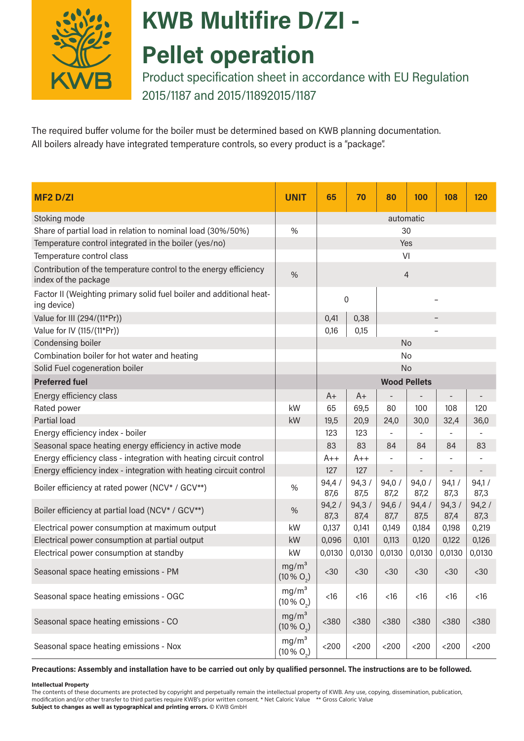# KWB Multifire D/ZI - Pellet operation

Product specification sheet in accordance with EU Regulation 2015/1187 and 2015/11892015/1187

The required buffer volume for the boiler must be determined based on KWB planning documentation.
All boilers already have integrated temperature controls, so every product is a "package".

| MF2 D/ZI | UNIT | 65 | 70 | 80 | 100 | 108 | 120 |
|---|---|---|---|---|---|---|---|
| Stoking mode | | automatic | | | | | |
| Share of partial load in relation to nominal load (30%/50%) | % | 30 | | | | | |
| Temperature control integrated in the boiler (yes/no) | | Yes | | | | | |
| Temperature control class | | VI | | | | | |
| Contribution of the temperature control to the energy efficiency index of the package | % | 4 | | | | | |
| Factor II (Weighting primary solid fuel boiler and additional heating device) | | 0 | | – | | | |
| Value for III (294/(11*Pr)) | | 0,41 | 0,38 | – | | | |
| Value for IV (115/(11*Pr)) | | 0,16 | 0,15 | – | | | |
| Condensing boiler | | No | | | | | |
| Combination boiler for hot water and heating | | No | | | | | |
| Solid Fuel cogeneration boiler | | No | | | | | |
| **Preferred fuel** | | **Wood Pellets** | | | | | |
| Energy efficiency class | | A+ | A+ | - | - | - | - |
| Rated power | kW | 65 | 69,5 | 80 | 100 | 108 | 120 |
| Partial load | kW | 19,5 | 20,9 | 24,0 | 30,0 | 32,4 | 36,0 |
| Energy efficiency index - boiler | | 123 | 123 | - | - | - | - |
| Seasonal space heating energy efficiency in active mode | | 83 | 83 | 84 | 84 | 84 | 83 |
| Energy efficiency class - integration with heating circuit control | | A++ | A++ | - | - | - | - |
| Energy efficiency index - integration with heating circuit control | | 127 | 127 | - | - | - | - |
| Boiler efficiency at rated power (NCV* / GCV**) | % | 94,4 / 87,6 | 94,3 / 87,5 | 94,0 / 87,2 | 94,0 / 87,2 | 94,1 / 87,3 | 94,1 / 87,3 |
| Boiler efficiency at partial load (NCV* / GCV**) | % | 94,2 / 87,3 | 94,3 / 87,4 | 94,6 / 87,7 | 94,4 / 87,5 | 94,3 / 87,4 | 94,2 / 87,3 |
| Electrical power consumption at maximum output | kW | 0,137 | 0,141 | 0,149 | 0,184 | 0,198 | 0,219 |
| Electrical power consumption at partial output | kW | 0,096 | 0,101 | 0,113 | 0,120 | 0,122 | 0,126 |
| Electrical power consumption at standby | kW | 0,0130 | 0,0130 | 0,0130 | 0,0130 | 0,0130 | 0,0130 |
| Seasonal space heating emissions - PM | $mg/m^3$ (10 % $O_2$) | <30 | <30 | <30 | <30 | <30 | <30 |
| Seasonal space heating emissions - OGC | $mg/m^3$ (10 % $O_2$) | <16 | <16 | <16 | <16 | <16 | <16 |
| Seasonal space heating emissions - CO | $mg/m^3$ (10 % $O_2$) | <380 | <380 | <380 | <380 | <380 | <380 |
| Seasonal space heating emissions - Nox | $mg/m^3$ (10 % $O_2$) | <200 | <200 | <200 | <200 | <200 | <200 |

**Precautions: Assembly and installation have to be carried out only by qualified personnel. The instructions are to be followed.**

**Intellectual Property**
The contents of these documents are protected by copyright and perpetually remain the intellectual property of KWB. Any use, copying, dissemination, publication, modification and/or other transfer to third parties require KWB's prior written consent. * Net Caloric Value ** Gross Caloric Value
**Subject to changes as well as typographical and printing errors.** © KWB GmbH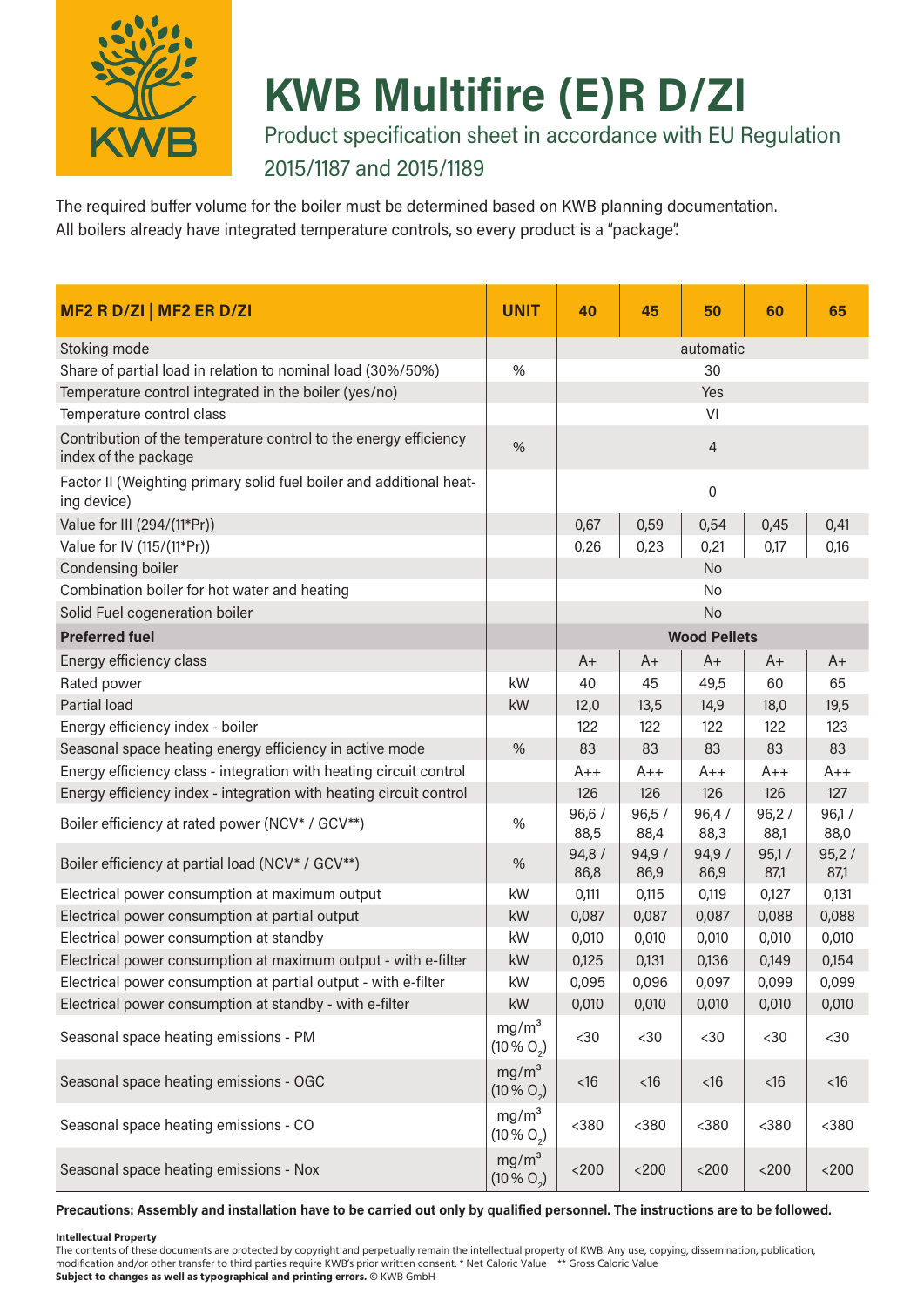# KWB Multifire (E)R D/ZI

Product specification sheet in accordance with EU Regulation 2015/1187 and 2015/1189

The required buffer volume for the boiler must be determined based on KWB planning documentation.
All boilers already have integrated temperature controls, so every product is a "package".

| MF2 R D/ZI \| MF2 ER D/ZI | UNIT | 40 | 45 | 50 | 60 | 65 |
|---|---|---|---|---|---|---|
| Stoking mode | | automatic | | | | |
| Share of partial load in relation to nominal load (30%/50%) | % | 30 | | | | |
| Temperature control integrated in the boiler (yes/no) | | Yes | | | | |
| Temperature control class | | VI | | | | |
| Contribution of the temperature control to the energy efficiency index of the package | % | 4 | | | | |
| Factor II (Weighting primary solid fuel boiler and additional heating device) | | 0 | | | | |
| Value for III (294/(11*Pr)) | | 0,67 | 0,59 | 0,54 | 0,45 | 0,41 |
| Value for IV (115/(11*Pr)) | | 0,26 | 0,23 | 0,21 | 0,17 | 0,16 |
| Condensing boiler | | No | | | | |
| Combination boiler for hot water and heating | | No | | | | |
| Solid Fuel cogeneration boiler | | No | | | | |
| **Preferred fuel** | | **Wood Pellets** | | | | |
| Energy efficiency class | | A+ | A+ | A+ | A+ | A+ |
| Rated power | kW | 40 | 45 | 49,5 | 60 | 65 |
| Partial load | kW | 12,0 | 13,5 | 14,9 | 18,0 | 19,5 |
| Energy efficiency index - boiler | | 122 | 122 | 122 | 122 | 123 |
| Seasonal space heating energy efficiency in active mode | % | 83 | 83 | 83 | 83 | 83 |
| Energy efficiency class - integration with heating circuit control | | A++ | A++ | A++ | A++ | A++ |
| Energy efficiency index - integration with heating circuit control | | 126 | 126 | 126 | 126 | 127 |
| Boiler efficiency at rated power (NCV* / GCV**) | % | 96,6 / 88,5 | 96,5 / 88,4 | 96,4 / 88,3 | 96,2 / 88,1 | 96,1 / 88,0 |
| Boiler efficiency at partial load (NCV* / GCV**) | % | 94,8 / 86,8 | 94,9 / 86,9 | 94,9 / 86,9 | 95,1 / 87,1 | 95,2 / 87,1 |
| Electrical power consumption at maximum output | kW | 0,111 | 0,115 | 0,119 | 0,127 | 0,131 |
| Electrical power consumption at partial output | kW | 0,087 | 0,087 | 0,087 | 0,088 | 0,088 |
| Electrical power consumption at standby | kW | 0,010 | 0,010 | 0,010 | 0,010 | 0,010 |
| Electrical power consumption at maximum output - with e-filter | kW | 0,125 | 0,131 | 0,136 | 0,149 | 0,154 |
| Electrical power consumption at partial output - with e-filter | kW | 0,095 | 0,096 | 0,097 | 0,099 | 0,099 |
| Electrical power consumption at standby - with e-filter | kW | 0,010 | 0,010 | 0,010 | 0,010 | 0,010 |
| Seasonal space heating emissions - PM | $mg/m^3$ (10 % $O_2$) | <30 | <30 | <30 | <30 | <30 |
| Seasonal space heating emissions - OGC | $mg/m^3$ (10 % $O_2$) | <16 | <16 | <16 | <16 | <16 |
| Seasonal space heating emissions - CO | $mg/m^3$ (10 % $O_2$) | <380 | <380 | <380 | <380 | <380 |
| Seasonal space heating emissions - Nox | $mg/m^3$ (10 % $O_2$) | <200 | <200 | <200 | <200 | <200 |

**Precautions: Assembly and installation have to be carried out only by qualified personnel. The instructions are to be followed.**

**Intellectual Property**
The contents of these documents are protected by copyright and perpetually remain the intellectual property of KWB. Any use, copying, dissemination, publication, modification and/or other transfer to third parties require KWB's prior written consent. * Net Caloric Value ** Gross Caloric Value
**Subject to changes as well as typographical and printing errors.** © KWB GmbH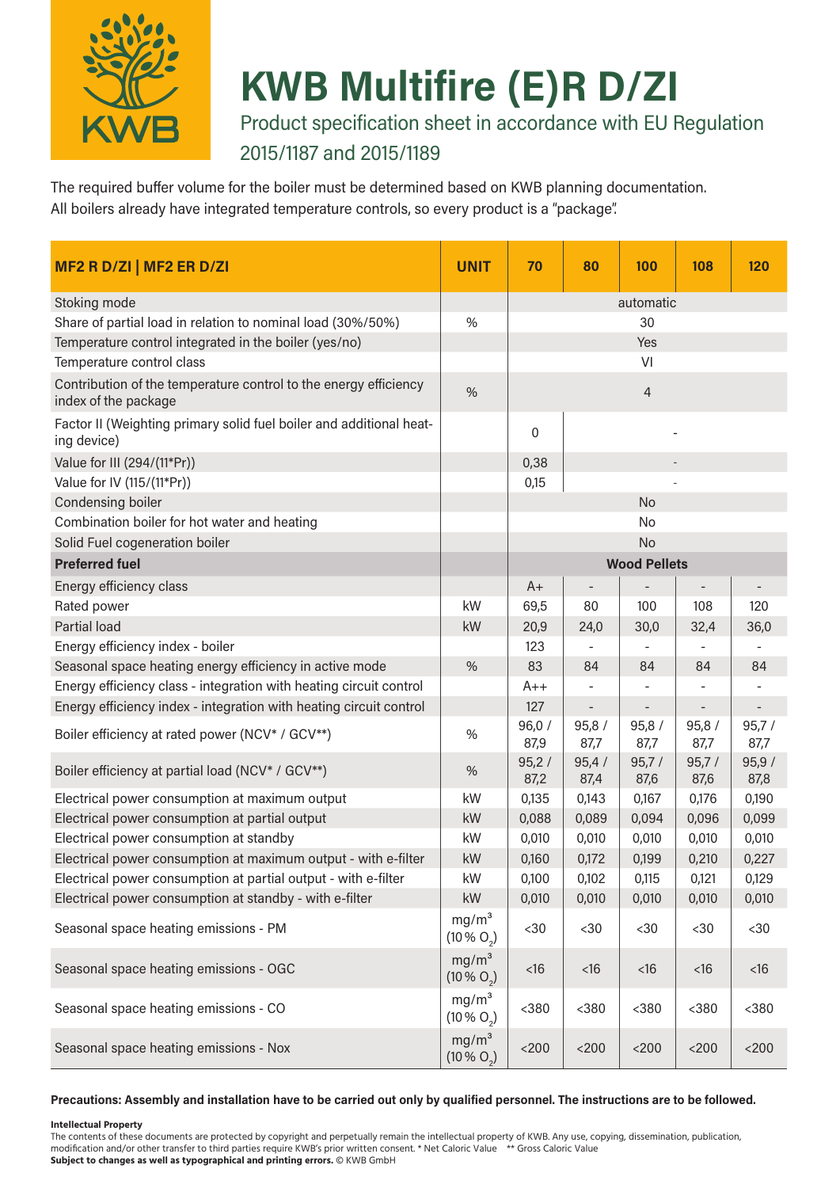# KWB Multifire (E)R D/ZI

Product specification sheet in accordance with EU Regulation 2015/1187 and 2015/1189

The required buffer volume for the boiler must be determined based on KWB planning documentation.
All boilers already have integrated temperature controls, so every product is a "package".

| MF2 R D/ZI \| MF2 ER D/ZI | UNIT | 70 | 80 | 100 | 108 | 120 |
|---|---|---|---|---|---|---|
| Stoking mode | | automatic | | | | |
| Share of partial load in relation to nominal load (30%/50%) | % | 30 | | | | |
| Temperature control integrated in the boiler (yes/no) | | Yes | | | | |
| Temperature control class | | VI | | | | |
| Contribution of the temperature control to the energy efficiency index of the package | % | 4 | | | | |
| Factor II (Weighting primary solid fuel boiler and additional heating device) | | 0 | - | | | |
| Value for III (294/(11*Pr)) | | 0,38 | - | | | |
| Value for IV (115/(11*Pr)) | | 0,15 | - | | | |
| Condensing boiler | | No | | | | |
| Combination boiler for hot water and heating | | No | | | | |
| Solid Fuel cogeneration boiler | | No | | | | |
| **Preferred fuel** | | **Wood Pellets** | | | | |
| Energy efficiency class | | A+ | - | - | - | - |
| Rated power | kW | 69,5 | 80 | 100 | 108 | 120 |
| Partial load | kW | 20,9 | 24,0 | 30,0 | 32,4 | 36,0 |
| Energy efficiency index - boiler | | 123 | - | - | - | - |
| Seasonal space heating energy efficiency in active mode | % | 83 | 84 | 84 | 84 | 84 |
| Energy efficiency class - integration with heating circuit control | | A++ | - | - | - | - |
| Energy efficiency index - integration with heating circuit control | | 127 | - | - | - | - |
| Boiler efficiency at rated power (NCV* / GCV**) | % | 96,0 / 87,9 | 95,8 / 87,7 | 95,8 / 87,7 | 95,8 / 87,7 | 95,7 / 87,7 |
| Boiler efficiency at partial load (NCV* / GCV**) | % | 95,2 / 87,2 | 95,4 / 87,4 | 95,7 / 87,6 | 95,7 / 87,6 | 95,9 / 87,8 |
| Electrical power consumption at maximum output | kW | 0,135 | 0,143 | 0,167 | 0,176 | 0,190 |
| Electrical power consumption at partial output | kW | 0,088 | 0,089 | 0,094 | 0,096 | 0,099 |
| Electrical power consumption at standby | kW | 0,010 | 0,010 | 0,010 | 0,010 | 0,010 |
| Electrical power consumption at maximum output - with e-filter | kW | 0,160 | 0,172 | 0,199 | 0,210 | 0,227 |
| Electrical power consumption at partial output - with e-filter | kW | 0,100 | 0,102 | 0,115 | 0,121 | 0,129 |
| Electrical power consumption at standby - with e-filter | kW | 0,010 | 0,010 | 0,010 | 0,010 | 0,010 |
| Seasonal space heating emissions - PM | $mg/m^3$ (10 % $O_2$) | <30 | <30 | <30 | <30 | <30 |
| Seasonal space heating emissions - OGC | $mg/m^3$ (10 % $O_2$) | <16 | <16 | <16 | <16 | <16 |
| Seasonal space heating emissions - CO | $mg/m^3$ (10 % $O_2$) | <380 | <380 | <380 | <380 | <380 |
| Seasonal space heating emissions - Nox | $mg/m^3$ (10 % $O_2$) | <200 | <200 | <200 | <200 | <200 |

**Precautions: Assembly and installation have to be carried out only by qualified personnel. The instructions are to be followed.**

**Intellectual Property**

The contents of these documents are protected by copyright and perpetually remain the intellectual property of KWB. Any use, copying, dissemination, publication, modification and/or other transfer to third parties require KWB's prior written consent. * Net Caloric Value ** Gross Caloric Value

**Subject to changes as well as typographical and printing errors.** © KWB GmbH